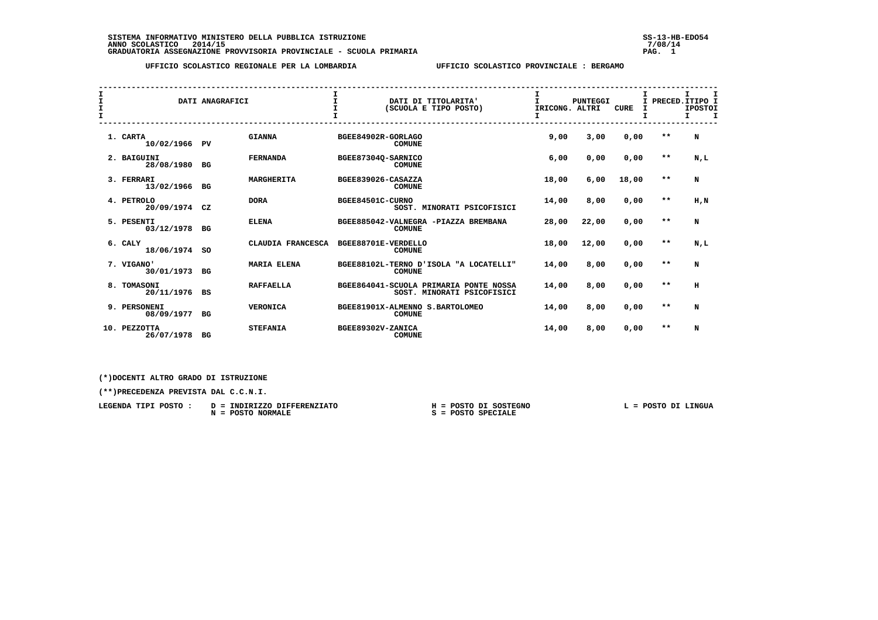SISTEMA INFORMATIVO MINISTERO DELLA PUBBLICA ISTRUZIONE
ANNO SCOLASTICO 2014/15
GRADUATORIA ASSEGNAZIONE PROVVISORIA PROVINCIALE - SCUOLA PRIMARIA

SS-13-HB-EDO54
7/08/14

UFFICIO SCOLASTICO REGIONALE PER LA LOMBARDIA — UFFICIO SCOLASTICO PROVINCIALE : BERGAMO

| DATI ANAGRAFICI | | | DATI DI TITOLARITA' (SCUOLA E TIPO POSTO) | PUNTEGGI RICONG. | PUNTEGGI ALTRI | PUNTEGGI CURE | PRECED. | TIPO POSTO |
|---|---|---|---|---|---|---|---|---|
| 1. CARTA 10/02/1966 | PV | GIANNA | BGEE84902R-GORLAGO COMUNE | 9,00 | 3,00 | 0,00 | ** | N |
| 2. BAIGUINI 28/08/1980 | BG | FERNANDA | BGEE87304Q-SARNICO COMUNE | 6,00 | 0,00 | 0,00 | ** | N,L |
| 3. FERRARI 13/02/1966 | BG | MARGHERITA | BGEE839026-CASAZZA COMUNE | 18,00 | 6,00 | 18,00 | ** | N |
| 4. PETROLO 20/09/1974 | CZ | DORA | BGEE84501C-CURNO SOST. MINORATI PSICOFISICI | 14,00 | 8,00 | 0,00 | ** | H,N |
| 5. PESENTI 03/12/1978 | BG | ELENA | BGEE885042-VALNEGRA -PIAZZA BREMBANA COMUNE | 28,00 | 22,00 | 0,00 | ** | N |
| 6. CALY 18/06/1974 | SO | CLAUDIA FRANCESCA | BGEE88701E-VERDELLO COMUNE | 18,00 | 12,00 | 0,00 | ** | N,L |
| 7. VIGANO' 30/01/1973 | BG | MARIA ELENA | BGEE88102L-TERNO D'ISOLA "A LOCATELLI" COMUNE | 14,00 | 8,00 | 0,00 | ** | N |
| 8. TOMASONI 20/11/1976 | BS | RAFFAELLA | BGEE864041-SCUOLA PRIMARIA PONTE NOSSA SOST. MINORATI PSICOFISICI | 14,00 | 8,00 | 0,00 | ** | H |
| 9. PERSONENI 08/09/1977 | BG | VERONICA | BGEE81901X-ALMENNO S.BARTOLOMEO COMUNE | 14,00 | 8,00 | 0,00 | ** | N |
| 10. PEZZOTTA 26/07/1978 | BG | STEFANIA | BGEE89302V-ZANICA COMUNE | 14,00 | 8,00 | 0,00 | ** | N |

(*)DOCENTI ALTRO GRADO DI ISTRUZIONE

(**)PRECEDENZA PREVISTA DAL C.C.N.I.

LEGENDA TIPI POSTO : D = INDIRIZZO DIFFERENZIATO — H = POSTO DI SOSTEGNO — L = POSTO DI LINGUA — N = POSTO NORMALE — S = POSTO SPECIALE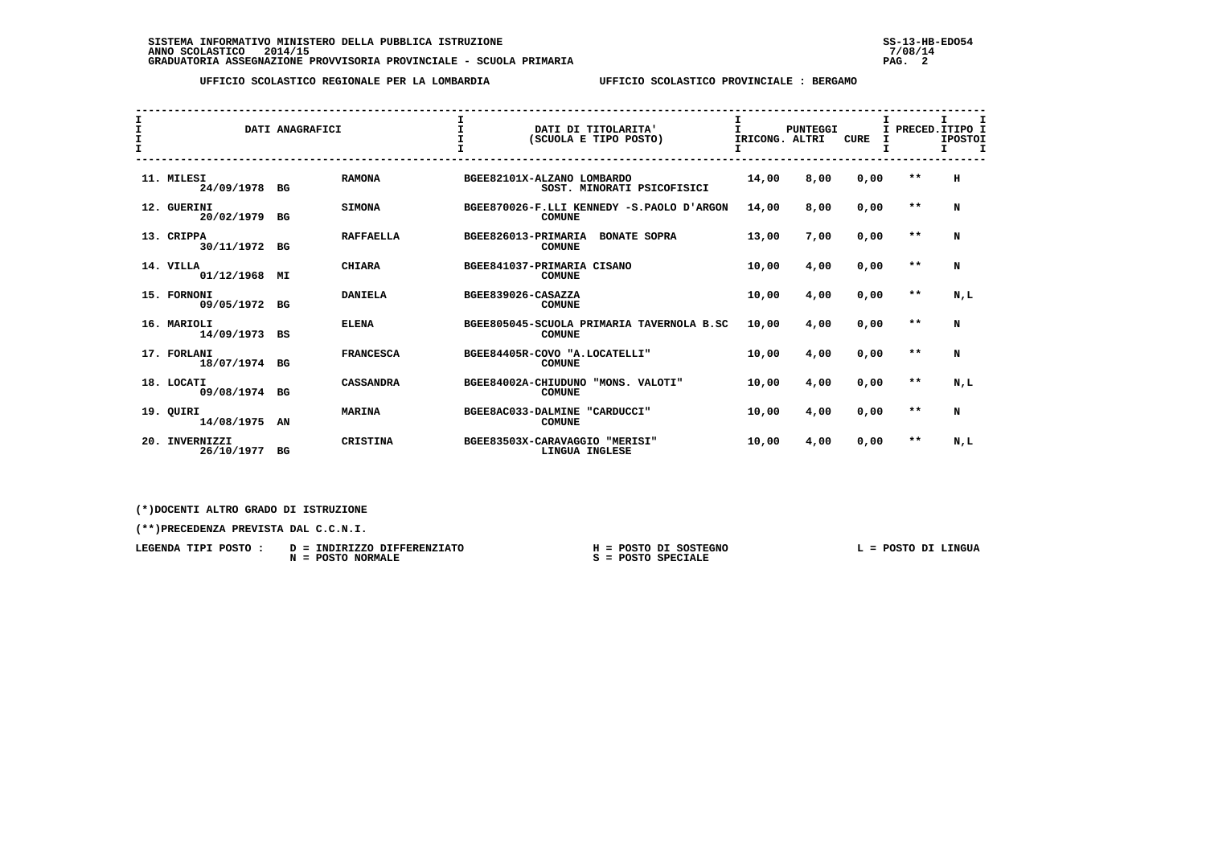SISTEMA INFORMATIVO MINISTERO DELLA PUBBLICA ISTRUZIONE
ANNO SCOLASTICO 2014/15
GRADUATORIA ASSEGNAZIONE PROVVISORIA PROVINCIALE - SCUOLA PRIMARIA

UFFICIO SCOLASTICO REGIONALE PER LA LOMBARDIA — UFFICIO SCOLASTICO PROVINCIALE : BERGAMO

| DATI ANAGRAFICI | | | DATI DI TITOLARITA' (SCUOLA E TIPO POSTO) | PUNTEGGI RICONG. | ALTRI | CURE | PRECED. | TIPO POSTO |
|---|---|---|---|---|---|---|---|---|
| 11. MILESI 24/09/1978 | BG | RAMONA | BGEE82101X-ALZANO LOMBARDO SOST. MINORATI PSICOFISICI | 14,00 | 8,00 | 0,00 | ** | H |
| 12. GUERINI 20/02/1979 | BG | SIMONA | BGEE870026-F.LLI KENNEDY -S.PAOLO D'ARGON COMUNE | 14,00 | 8,00 | 0,00 | ** | N |
| 13. CRIPPA 30/11/1972 | BG | RAFFAELLA | BGEE826013-PRIMARIA BONATE SOPRA COMUNE | 13,00 | 7,00 | 0,00 | ** | N |
| 14. VILLA 01/12/1968 | MI | CHIARA | BGEE841037-PRIMARIA CISANO COMUNE | 10,00 | 4,00 | 0,00 | ** | N |
| 15. FORNONI 09/05/1972 | BG | DANIELA | BGEE839026-CASAZZA COMUNE | 10,00 | 4,00 | 0,00 | ** | N,L |
| 16. MARIOLI 14/09/1973 | BS | ELENA | BGEE805045-SCUOLA PRIMARIA TAVERNOLA B.SC COMUNE | 10,00 | 4,00 | 0,00 | ** | N |
| 17. FORLANI 18/07/1974 | BG | FRANCESCA | BGEE84405R-COVO "A.LOCATELLI" COMUNE | 10,00 | 4,00 | 0,00 | ** | N |
| 18. LOCATI 09/08/1974 | BG | CASSANDRA | BGEE84002A-CHIUDUNO "MONS. VALOTI" COMUNE | 10,00 | 4,00 | 0,00 | ** | N,L |
| 19. QUIRI 14/08/1975 | AN | MARINA | BGEE8AC033-DALMINE "CARDUCCI" COMUNE | 10,00 | 4,00 | 0,00 | ** | N |
| 20. INVERNIZZI 26/10/1977 | BG | CRISTINA | BGEE83503X-CARAVAGGIO "MERISI" LINGUA INGLESE | 10,00 | 4,00 | 0,00 | ** | N,L |

(*)DOCENTI ALTRO GRADO DI ISTRUZIONE

(**)PRECEDENZA PREVISTA DAL C.C.N.I.

LEGENDA TIPI POSTO : D = INDIRIZZO DIFFERENZIATO; N = POSTO NORMALE; H = POSTO DI SOSTEGNO; S = POSTO SPECIALE; L = POSTO DI LINGUA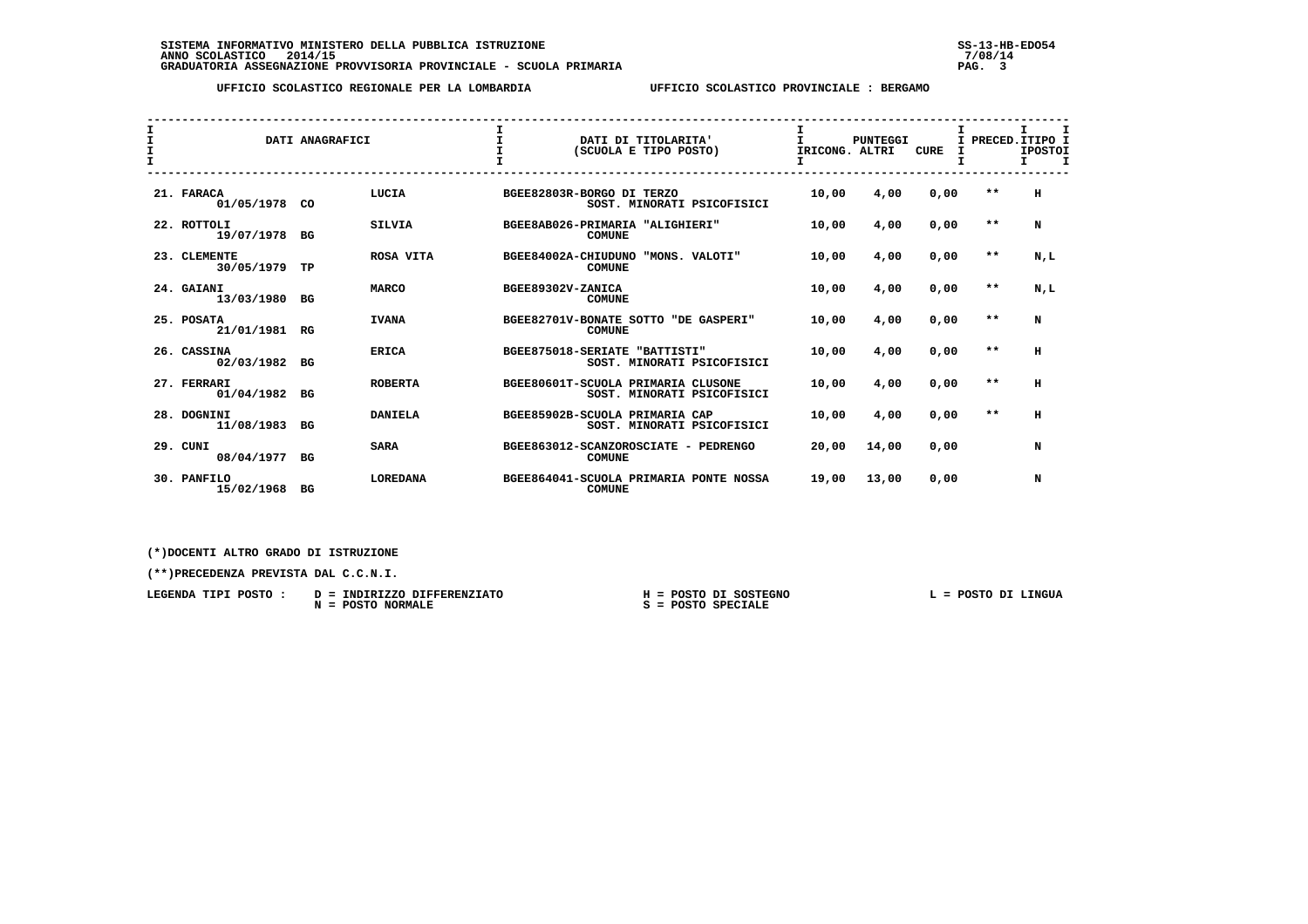**SISTEMA INFORMATIVO MINISTERO DELLA PUBBLICA ISTRUZIONE**
**ANNO SCOLASTICO 2014/15**
**GRADUATORIA ASSEGNAZIONE PROVVISORIA PROVINCIALE - SCUOLA PRIMARIA**

SS-13-HB-EDO54
7/08/14

**UFFICIO SCOLASTICO REGIONALE PER LA LOMBARDIA** — **UFFICIO SCOLASTICO PROVINCIALE : BERGAMO**

| DATI ANAGRAFICI | | | DATI DI TITOLARITA' (SCUOLA E TIPO POSTO) | PUNTEGGI RICONG. | PUNTEGGI ALTRI | CURE | PRECED. | TIPO POSTO |
|---|---|---|---|---|---|---|---|---|
| 21. FARACA 01/05/1978 | CO | LUCIA | BGEE82803R-BORGO DI TERZO SOST. MINORATI PSICOFISICI | 10,00 | 4,00 | 0,00 | ** | H |
| 22. ROTTOLI 19/07/1978 | BG | SILVIA | BGEE8AB026-PRIMARIA "ALIGHIERI" COMUNE | 10,00 | 4,00 | 0,00 | ** | N |
| 23. CLEMENTE 30/05/1979 | TP | ROSA VITA | BGEE84002A-CHIUDUNO "MONS. VALOTI" COMUNE | 10,00 | 4,00 | 0,00 | ** | N,L |
| 24. GAIANI 13/03/1980 | BG | MARCO | BGEE89302V-ZANICA COMUNE | 10,00 | 4,00 | 0,00 | ** | N,L |
| 25. POSATA 21/01/1981 | RG | IVANA | BGEE82701V-BONATE SOTTO "DE GASPERI" COMUNE | 10,00 | 4,00 | 0,00 | ** | N |
| 26. CASSINA 02/03/1982 | BG | ERICA | BGEE875018-SERIATE "BATTISTI" SOST. MINORATI PSICOFISICI | 10,00 | 4,00 | 0,00 | ** | H |
| 27. FERRARI 01/04/1982 | BG | ROBERTA | BGEE80601T-SCUOLA PRIMARIA CLUSONE SOST. MINORATI PSICOFISICI | 10,00 | 4,00 | 0,00 | ** | H |
| 28. DOGNINI 11/08/1983 | BG | DANIELA | BGEE85902B-SCUOLA PRIMARIA CAP SOST. MINORATI PSICOFISICI | 10,00 | 4,00 | 0,00 | ** | H |
| 29. CUNI 08/04/1977 | BG | SARA | BGEE863012-SCANZOROSCIATE - PEDRENGO COMUNE | 20,00 | 14,00 | 0,00 | | N |
| 30. PANFILO 15/02/1968 | BG | LOREDANA | BGEE864041-SCUOLA PRIMARIA PONTE NOSSA COMUNE | 19,00 | 13,00 | 0,00 | | N |

(*)DOCENTI ALTRO GRADO DI ISTRUZIONE

(**)PRECEDENZA PREVISTA DAL C.C.N.I.

LEGENDA TIPI POSTO : D = INDIRIZZO DIFFERENZIATO   H = POSTO DI SOSTEGNO   L = POSTO DI LINGUA
N = POSTO NORMALE   S = POSTO SPECIALE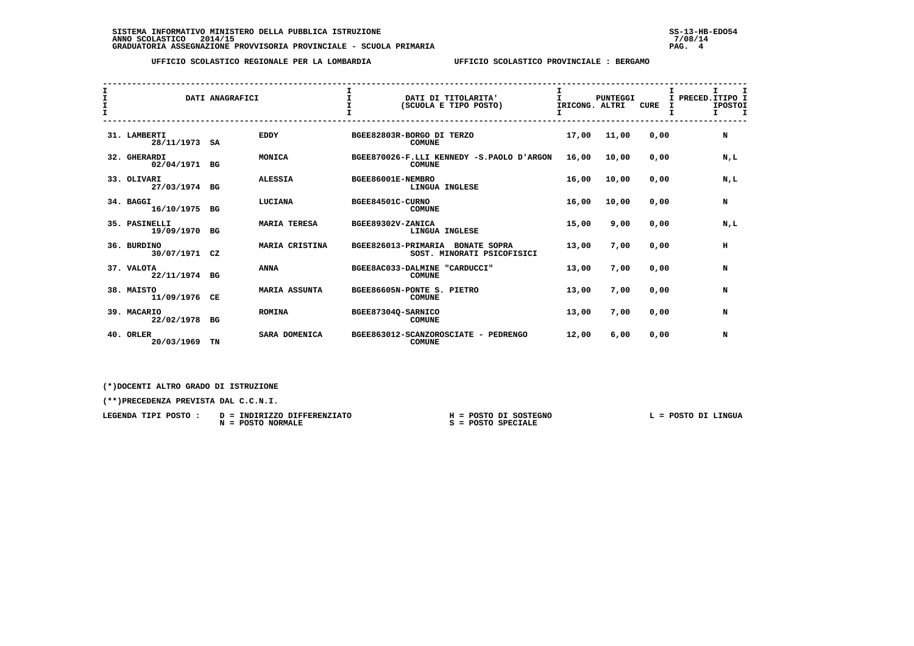SISTEMA INFORMATIVO MINISTERO DELLA PUBBLICA ISTRUZIONE
ANNO SCOLASTICO 2014/15
GRADUATORIA ASSEGNAZIONE PROVVISORIA PROVINCIALE - SCUOLA PRIMARIA

UFFICIO SCOLASTICO REGIONALE PER LA LOMBARDIA — UFFICIO SCOLASTICO PROVINCIALE : BERGAMO

| DATI ANAGRAFICI | | | DATI DI TITOLARITA' (SCUOLA E TIPO POSTO) | PUNTEGGI RICONG. | ALTRI | CURE | PRECED. | TIPO POSTO |
|---|---|---|---|---|---|---|---|---|
| 31. LAMBERTI 28/11/1973 | SA | EDDY | BGEE82803R-BORGO DI TERZO COMUNE | 17,00 | 11,00 | 0,00 | | N |
| 32. GHERARDI 02/04/1971 | BG | MONICA | BGEE870026-F.LLI KENNEDY -S.PAOLO D'ARGON COMUNE | 16,00 | 10,00 | 0,00 | | N,L |
| 33. OLIVARI 27/03/1974 | BG | ALESSIA | BGEE86001E-NEMBRO LINGUA INGLESE | 16,00 | 10,00 | 0,00 | | N,L |
| 34. BAGGI 16/10/1975 | BG | LUCIANA | BGEE84501C-CURNO COMUNE | 16,00 | 10,00 | 0,00 | | N |
| 35. PASINELLI 19/09/1970 | BG | MARIA TERESA | BGEE89302V-ZANICA LINGUA INGLESE | 15,00 | 9,00 | 0,00 | | N,L |
| 36. BURDINO 30/07/1971 | CZ | MARIA CRISTINA | BGEE826013-PRIMARIA BONATE SOPRA SOST. MINORATI PSICOFISICI | 13,00 | 7,00 | 0,00 | | H |
| 37. VALOTA 22/11/1974 | BG | ANNA | BGEE8AC033-DALMINE "CARDUCCI" COMUNE | 13,00 | 7,00 | 0,00 | | N |
| 38. MAISTO 11/09/1976 | CE | MARIA ASSUNTA | BGEE86605N-PONTE S. PIETRO COMUNE | 13,00 | 7,00 | 0,00 | | N |
| 39. MACARIO 22/02/1978 | BG | ROMINA | BGEE87304Q-SARNICO COMUNE | 13,00 | 7,00 | 0,00 | | N |
| 40. ORLER 20/03/1969 | TN | SARA DOMENICA | BGEE863012-SCANZOROSCIATE - PEDRENGO COMUNE | 12,00 | 6,00 | 0,00 | | N |

(*)DOCENTI ALTRO GRADO DI ISTRUZIONE

(**)PRECEDENZA PREVISTA DAL C.C.N.I.

LEGENDA TIPI POSTO : D = INDIRIZZO DIFFERENZIATO, N = POSTO NORMALE, H = POSTO DI SOSTEGNO, S = POSTO SPECIALE, L = POSTO DI LINGUA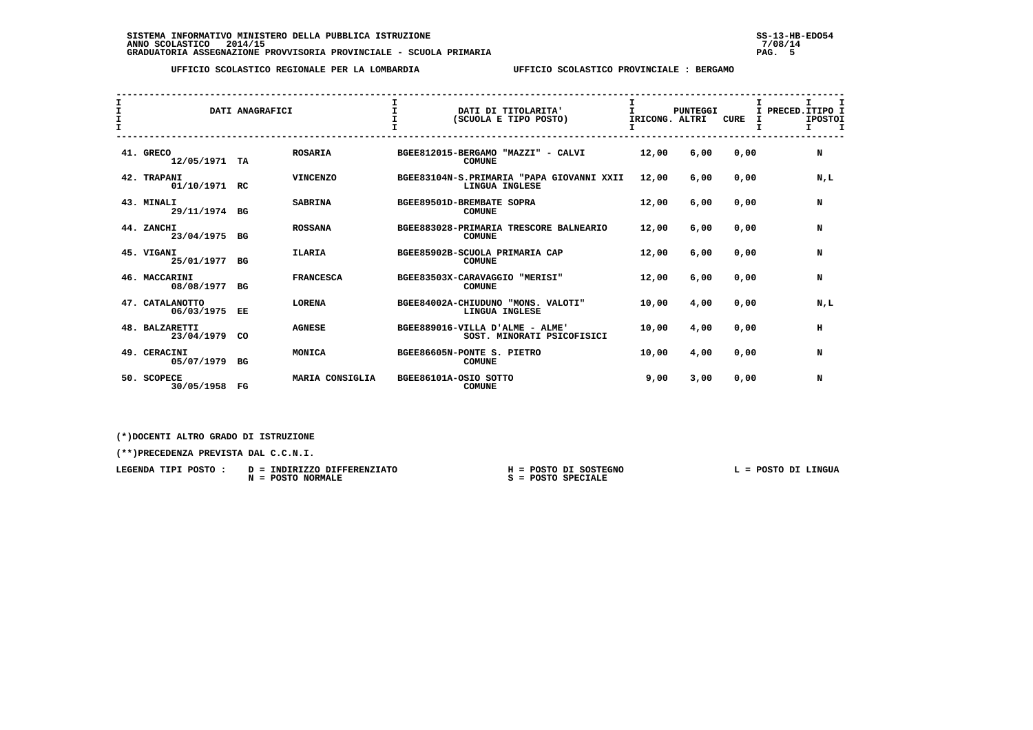**SISTEMA INFORMATIVO MINISTERO DELLA PUBBLICA ISTRUZIONE**
**ANNO SCOLASTICO 2014/15**
**GRADUATORIA ASSEGNAZIONE PROVVISORIA PROVINCIALE - SCUOLA PRIMARIA**

SS-13-HB-EDO54
7/08/14

**UFFICIO SCOLASTICO REGIONALE PER LA LOMBARDIA** — **UFFICIO SCOLASTICO PROVINCIALE : BERGAMO**

| DATI ANAGRAFICI | | | DATI DI TITOLARITA' (SCUOLA E TIPO POSTO) | PUNTEGGI RICONG. | ALTRI | CURE | PRECED. | TIPO POSTO |
|---|---|---|---|---|---|---|---|---|
| 41. GRECO 12/05/1971 | TA | ROSARIA | BGEE812015-BERGAMO "MAZZI" - CALVI COMUNE | 12,00 | 6,00 | 0,00 | | N |
| 42. TRAPANI 01/10/1971 | RC | VINCENZO | BGEE83104N-S.PRIMARIA "PAPA GIOVANNI XXII LINGUA INGLESE | 12,00 | 6,00 | 0,00 | | N,L |
| 43. MINALI 29/11/1974 | BG | SABRINA | BGEE89501D-BREMBATE SOPRA COMUNE | 12,00 | 6,00 | 0,00 | | N |
| 44. ZANCHI 23/04/1975 | BG | ROSSANA | BGEE883028-PRIMARIA TRESCORE BALNEARIO COMUNE | 12,00 | 6,00 | 0,00 | | N |
| 45. VIGANI 25/01/1977 | BG | ILARIA | BGEE85902B-SCUOLA PRIMARIA CAP COMUNE | 12,00 | 6,00 | 0,00 | | N |
| 46. MACCARINI 08/08/1977 | BG | FRANCESCA | BGEE83503X-CARAVAGGIO "MERISI" COMUNE | 12,00 | 6,00 | 0,00 | | N |
| 47. CATALANOTTO 06/03/1975 | EE | LORENA | BGEE84002A-CHIUDUNO "MONS. VALOTI" LINGUA INGLESE | 10,00 | 4,00 | 0,00 | | N,L |
| 48. BALZARETTI 23/04/1979 | CO | AGNESE | BGEE889016-VILLA D'ALME - ALME' SOST. MINORATI PSICOFISICI | 10,00 | 4,00 | 0,00 | | H |
| 49. CERACINI 05/07/1979 | BG | MONICA | BGEE86605N-PONTE S. PIETRO COMUNE | 10,00 | 4,00 | 0,00 | | N |
| 50. SCOPECE 30/05/1958 | FG | MARIA CONSIGLIA | BGEE86101A-OSIO SOTTO COMUNE | 9,00 | 3,00 | 0,00 | | N |

(*)DOCENTI ALTRO GRADO DI ISTRUZIONE

(**)PRECEDENZA PREVISTA DAL C.C.N.I.

LEGENDA TIPI POSTO :
D = INDIRIZZO DIFFERENZIATO
N = POSTO NORMALE
H = POSTO DI SOSTEGNO
S = POSTO SPECIALE
L = POSTO DI LINGUA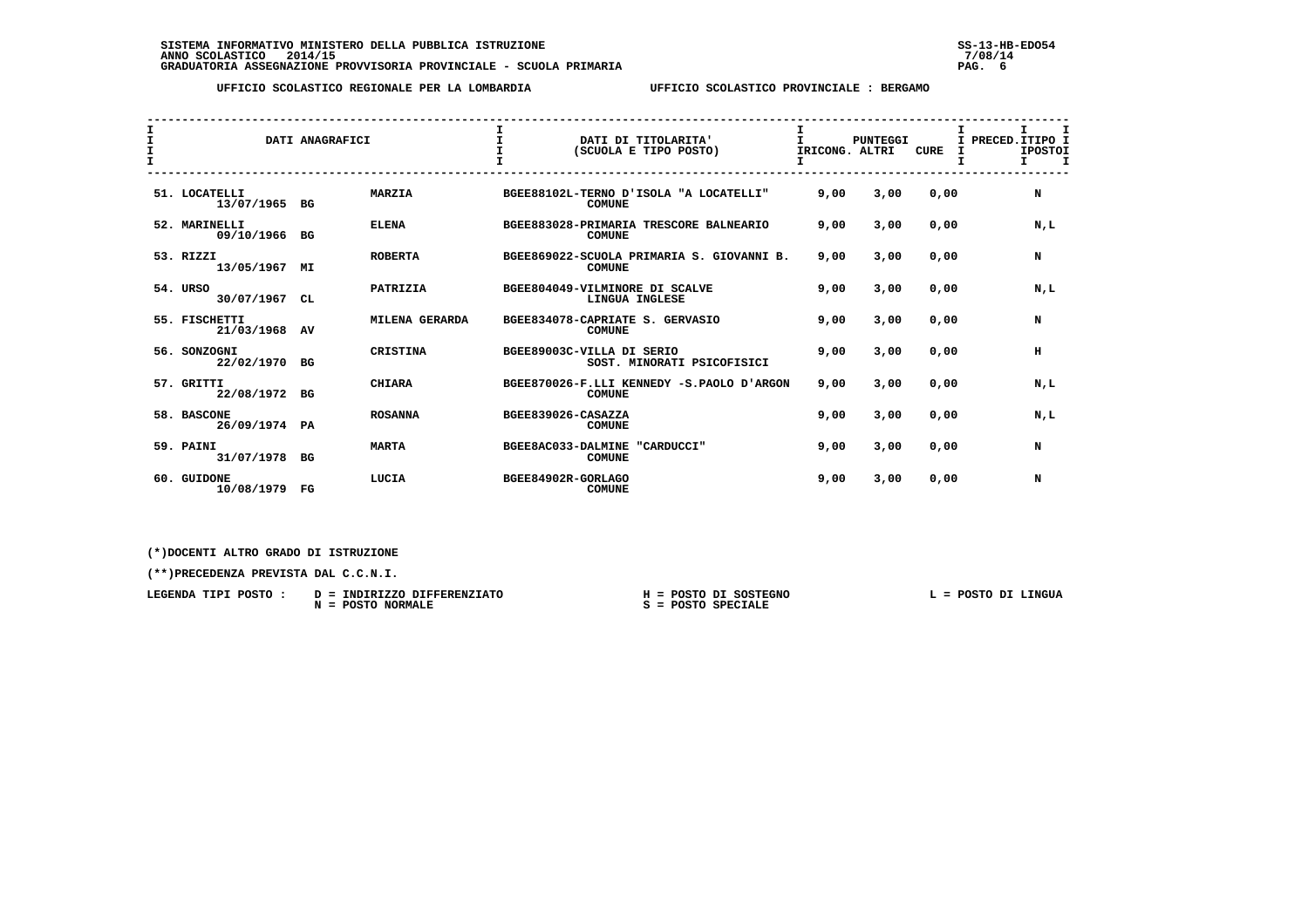SISTEMA INFORMATIVO MINISTERO DELLA PUBBLICA ISTRUZIONE
ANNO SCOLASTICO 2014/15
GRADUATORIA ASSEGNAZIONE PROVVISORIA PROVINCIALE - SCUOLA PRIMARIA

UFFICIO SCOLASTICO REGIONALE PER LA LOMBARDIA — UFFICIO SCOLASTICO PROVINCIALE : BERGAMO

| DATI ANAGRAFICI | | | DATI DI TITOLARITA' (SCUOLA E TIPO POSTO) | PUNTEGGI RICONG. | ALTRI | CURE | PRECED. | TIPO POSTO |
|---|---|---|---|---|---|---|---|---|
| 51. LOCATELLI 13/07/1965 | BG | MARZIA | BGEE88102L-TERNO D'ISOLA "A LOCATELLI" COMUNE | 9,00 | 3,00 | 0,00 | | N |
| 52. MARINELLI 09/10/1966 | BG | ELENA | BGEE883028-PRIMARIA TRESCORE BALNEARIO COMUNE | 9,00 | 3,00 | 0,00 | | N,L |
| 53. RIZZI 13/05/1967 | MI | ROBERTA | BGEE869022-SCUOLA PRIMARIA S. GIOVANNI B. COMUNE | 9,00 | 3,00 | 0,00 | | N |
| 54. URSO 30/07/1967 | CL | PATRIZIA | BGEE804049-VILMINORE DI SCALVE LINGUA INGLESE | 9,00 | 3,00 | 0,00 | | N,L |
| 55. FISCHETTI 21/03/1968 | AV | MILENA GERARDA | BGEE834078-CAPRIATE S. GERVASIO COMUNE | 9,00 | 3,00 | 0,00 | | N |
| 56. SONZOGNI 22/02/1970 | BG | CRISTINA | BGEE89003C-VILLA DI SERIO SOST. MINORATI PSICOFISICI | 9,00 | 3,00 | 0,00 | | H |
| 57. GRITTI 22/08/1972 | BG | CHIARA | BGEE870026-F.LLI KENNEDY -S.PAOLO D'ARGON COMUNE | 9,00 | 3,00 | 0,00 | | N,L |
| 58. BASCONE 26/09/1974 | PA | ROSANNA | BGEE839026-CASAZZA COMUNE | 9,00 | 3,00 | 0,00 | | N,L |
| 59. PAINI 31/07/1978 | BG | MARTA | BGEE8AC033-DALMINE "CARDUCCI" COMUNE | 9,00 | 3,00 | 0,00 | | N |
| 60. GUIDONE 10/08/1979 | FG | LUCIA | BGEE84902R-GORLAGO COMUNE | 9,00 | 3,00 | 0,00 | | N |

(*)DOCENTI ALTRO GRADO DI ISTRUZIONE

(**)PRECEDENZA PREVISTA DAL C.C.N.I.

LEGENDA TIPI POSTO : D = INDIRIZZO DIFFERENZIATO; N = POSTO NORMALE; H = POSTO DI SOSTEGNO; S = POSTO SPECIALE; L = POSTO DI LINGUA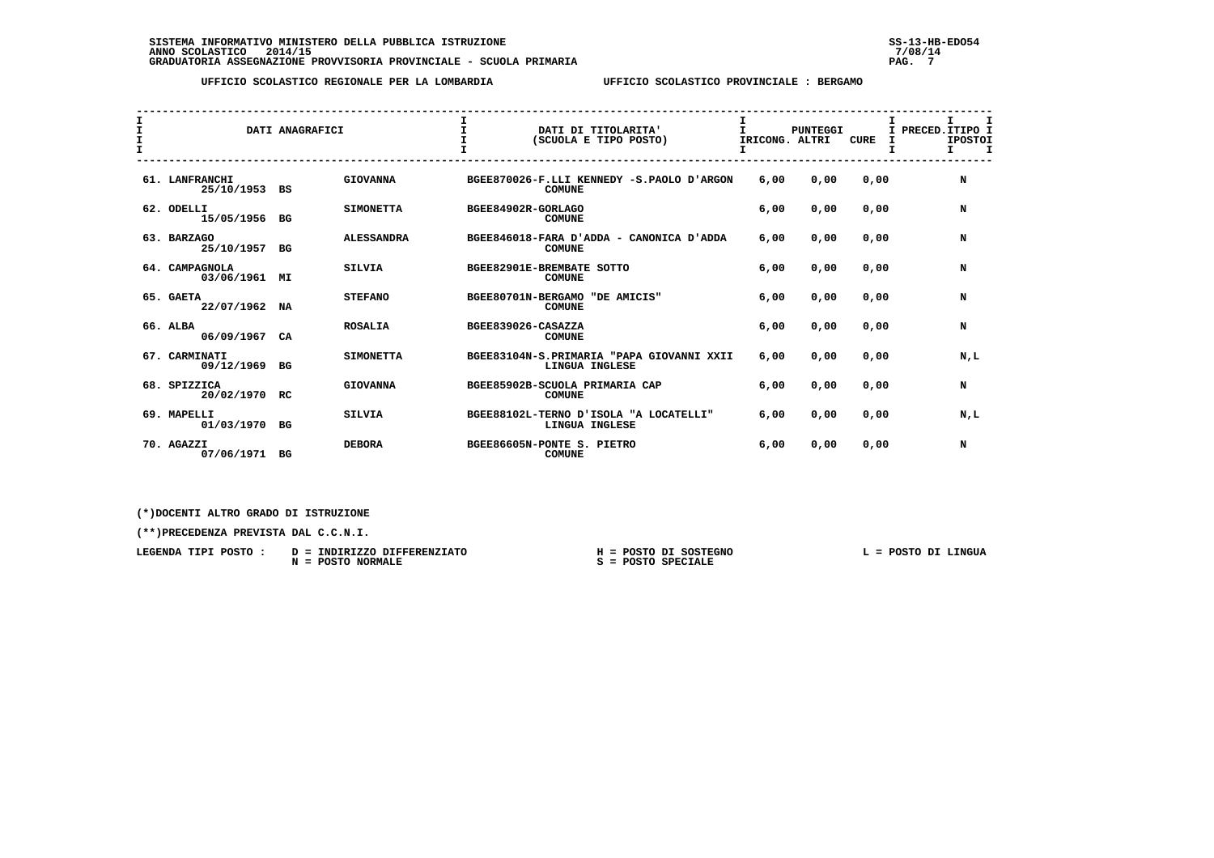**SISTEMA INFORMATIVO MINISTERO DELLA PUBBLICA ISTRUZIONE**
**ANNO SCOLASTICO 2014/15**
**GRADUATORIA ASSEGNAZIONE PROVVISORIA PROVINCIALE - SCUOLA PRIMARIA**

SS-13-HB-EDO54
7/08/14

**UFFICIO SCOLASTICO REGIONALE PER LA LOMBARDIA** — **UFFICIO SCOLASTICO PROVINCIALE : BERGAMO**

| DATI ANAGRAFICI | | | DATI DI TITOLARITA' (SCUOLA E TIPO POSTO) | PUNTEGGI RICONG. | ALTRI | CURE | PRECED. | TIPO POSTO |
|---|---|---|---|---|---|---|---|---|
| 61. LANFRANCHI 25/10/1953 | BS | GIOVANNA | BGEE870026-F.LLI KENNEDY -S.PAOLO D'ARGON COMUNE | 6,00 | 0,00 | 0,00 | | N |
| 62. ODELLI 15/05/1956 | BG | SIMONETTA | BGEE84902R-GORLAGO COMUNE | 6,00 | 0,00 | 0,00 | | N |
| 63. BARZAGO 25/10/1957 | BG | ALESSANDRA | BGEE846018-FARA D'ADDA - CANONICA D'ADDA COMUNE | 6,00 | 0,00 | 0,00 | | N |
| 64. CAMPAGNOLA 03/06/1961 | MI | SILVIA | BGEE82901E-BREMBATE SOTTO COMUNE | 6,00 | 0,00 | 0,00 | | N |
| 65. GAETA 22/07/1962 | NA | STEFANO | BGEE80701N-BERGAMO "DE AMICIS" COMUNE | 6,00 | 0,00 | 0,00 | | N |
| 66. ALBA 06/09/1967 | CA | ROSALIA | BGEE839026-CASAZZA COMUNE | 6,00 | 0,00 | 0,00 | | N |
| 67. CARMINATI 09/12/1969 | BG | SIMONETTA | BGEE83104N-S.PRIMARIA "PAPA GIOVANNI XXII LINGUA INGLESE | 6,00 | 0,00 | 0,00 | | N,L |
| 68. SPIZZICA 20/02/1970 | RC | GIOVANNA | BGEE85902B-SCUOLA PRIMARIA CAP COMUNE | 6,00 | 0,00 | 0,00 | | N |
| 69. MAPELLI 01/03/1970 | BG | SILVIA | BGEE88102L-TERNO D'ISOLA "A LOCATELLI" LINGUA INGLESE | 6,00 | 0,00 | 0,00 | | N,L |
| 70. AGAZZI 07/06/1971 | BG | DEBORA | BGEE86605N-PONTE S. PIETRO COMUNE | 6,00 | 0,00 | 0,00 | | N |

(*)DOCENTI ALTRO GRADO DI ISTRUZIONE

(**)PRECEDENZA PREVISTA DAL C.C.N.I.

LEGENDA TIPI POSTO :
- D = INDIRIZZO DIFFERENZIATO
- N = POSTO NORMALE
- H = POSTO DI SOSTEGNO
- S = POSTO SPECIALE
- L = POSTO DI LINGUA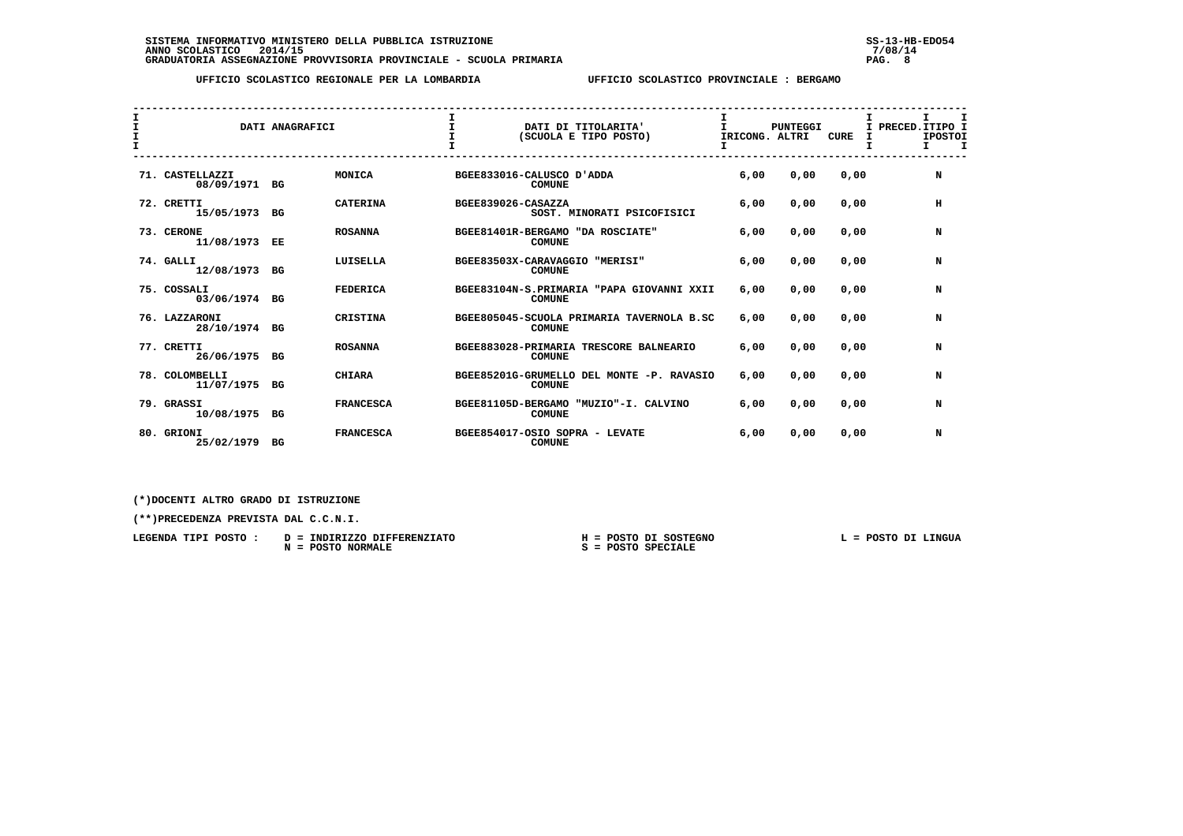SISTEMA INFORMATIVO MINISTERO DELLA PUBBLICA ISTRUZIONE
ANNO SCOLASTICO 2014/15
GRADUATORIA ASSEGNAZIONE PROVVISORIA PROVINCIALE - SCUOLA PRIMARIA

UFFICIO SCOLASTICO REGIONALE PER LA LOMBARDIA — UFFICIO SCOLASTICO PROVINCIALE : BERGAMO

| DATI ANAGRAFICI | | | DATI DI TITOLARITA' (SCUOLA E TIPO POSTO) | PUNTEGGI RICONG. | ALTRI | CURE | PRECED. | TIPO POSTO |
|---|---|---|---|---|---|---|---|---|
| 71. CASTELLAZZI 08/09/1971 | BG | MONICA | BGEE833016-CALUSCO D'ADDA COMUNE | 6,00 | 0,00 | 0,00 | | N |
| 72. CRETTI 15/05/1973 | BG | CATERINA | BGEE839026-CASAZZA SOST. MINORATI PSICOFISICI | 6,00 | 0,00 | 0,00 | | H |
| 73. CERONE 11/08/1973 | EE | ROSANNA | BGEE81401R-BERGAMO "DA ROSCIATE" COMUNE | 6,00 | 0,00 | 0,00 | | N |
| 74. GALLI 12/08/1973 | BG | LUISELLA | BGEE83503X-CARAVAGGIO "MERISI" COMUNE | 6,00 | 0,00 | 0,00 | | N |
| 75. COSSALI 03/06/1974 | BG | FEDERICA | BGEE83104N-S.PRIMARIA "PAPA GIOVANNI XXII COMUNE | 6,00 | 0,00 | 0,00 | | N |
| 76. LAZZARONI 28/10/1974 | BG | CRISTINA | BGEE805045-SCUOLA PRIMARIA TAVERNOLA B.SC COMUNE | 6,00 | 0,00 | 0,00 | | N |
| 77. CRETTI 26/06/1975 | BG | ROSANNA | BGEE883028-PRIMARIA TRESCORE BALNEARIO COMUNE | 6,00 | 0,00 | 0,00 | | N |
| 78. COLOMBELLI 11/07/1975 | BG | CHIARA | BGEE85201G-GRUMELLO DEL MONTE -P. RAVASIO COMUNE | 6,00 | 0,00 | 0,00 | | N |
| 79. GRASSI 10/08/1975 | BG | FRANCESCA | BGEE81105D-BERGAMO "MUZIO"-I. CALVINO COMUNE | 6,00 | 0,00 | 0,00 | | N |
| 80. GRIONI 25/02/1979 | BG | FRANCESCA | BGEE854017-OSIO SOPRA - LEVATE COMUNE | 6,00 | 0,00 | 0,00 | | N |

(*)DOCENTI ALTRO GRADO DI ISTRUZIONE

(**)PRECEDENZA PREVISTA DAL C.C.N.I.

LEGENDA TIPI POSTO : D = INDIRIZZO DIFFERENZIATO; N = POSTO NORMALE; H = POSTO DI SOSTEGNO; S = POSTO SPECIALE; L = POSTO DI LINGUA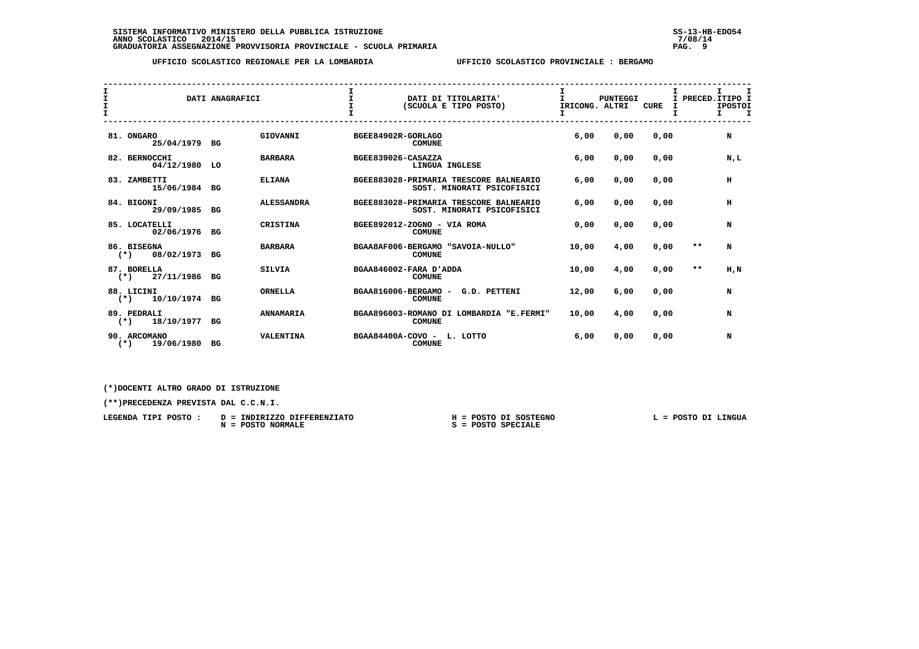**SISTEMA INFORMATIVO MINISTERO DELLA PUBBLICA ISTRUZIONE**
**ANNO SCOLASTICO 2014/15**
**GRADUATORIA ASSEGNAZIONE PROVVISORIA PROVINCIALE - SCUOLA PRIMARIA**

**UFFICIO SCOLASTICO REGIONALE PER LA LOMBARDIA** — **UFFICIO SCOLASTICO PROVINCIALE : BERGAMO**

| DATI ANAGRAFICI | | | DATI DI TITOLARITA' (SCUOLA E TIPO POSTO) | PUNTEGGI RICONG. | ALTRI | CURE | PRECED. | TIPO POSTO |
|---|---|---|---|---|---|---|---|---|
| 81. ONGARO 25/04/1979 | BG | GIOVANNI | BGEE84902R-GORLAGO COMUNE | 6,00 | 0,00 | 0,00 | | N |
| 82. BERNOCCHI 04/12/1980 | LO | BARBARA | BGEE839026-CASAZZA LINGUA INGLESE | 6,00 | 0,00 | 0,00 | | N,L |
| 83. ZAMBETTI 15/06/1984 | BG | ELIANA | BGEE883028-PRIMARIA TRESCORE BALNEARIO SOST. MINORATI PSICOFISICI | 6,00 | 0,00 | 0,00 | | H |
| 84. BIGONI 29/09/1985 | BG | ALESSANDRA | BGEE883028-PRIMARIA TRESCORE BALNEARIO SOST. MINORATI PSICOFISICI | 6,00 | 0,00 | 0,00 | | H |
| 85. LOCATELLI 02/06/1976 | BG | CRISTINA | BGEE892012-ZOGNO - VIA ROMA COMUNE | 0,00 | 0,00 | 0,00 | | N |
| 86. BISEGNA (*) 08/02/1973 | BG | BARBARA | BGAA8AF006-BERGAMO "SAVOIA-NULLO" COMUNE | 10,00 | 4,00 | 0,00 | ** | N |
| 87. BORELLA (*) 27/11/1986 | BG | SILVIA | BGAA846002-FARA D'ADDA COMUNE | 10,00 | 4,00 | 0,00 | ** | H,N |
| 88. LICINI (*) 10/10/1974 | BG | ORNELLA | BGAA816006-BERGAMO - G.D. PETTENI COMUNE | 12,00 | 6,00 | 0,00 | | N |
| 89. PEDRALI (*) 18/10/1977 | BG | ANNAMARIA | BGAA896003-ROMANO DI LOMBARDIA "E.FERMI" COMUNE | 10,00 | 4,00 | 0,00 | | N |
| 90. ARCOMANO (*) 19/06/1980 | BG | VALENTINA | BGAA84400A-COVO - L. LOTTO COMUNE | 6,00 | 0,00 | 0,00 | | N |

(*)DOCENTI ALTRO GRADO DI ISTRUZIONE

(**)PRECEDENZA PREVISTA DAL C.C.N.I.

LEGENDA TIPI POSTO : D = INDIRIZZO DIFFERENZIATO; H = POSTO DI SOSTEGNO; L = POSTO DI LINGUA; N = POSTO NORMALE; S = POSTO SPECIALE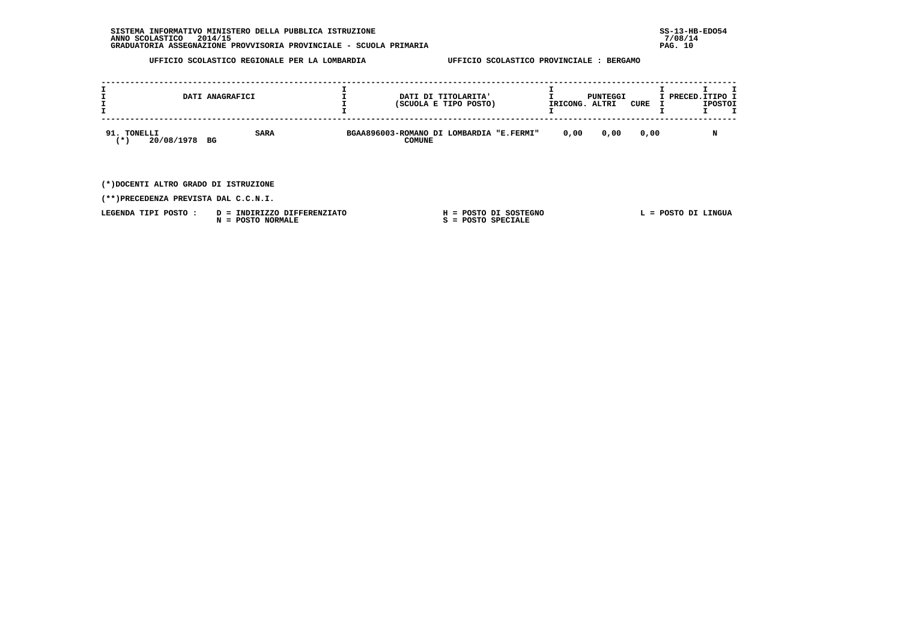SISTEMA INFORMATIVO MINISTERO DELLA PUBBLICA ISTRUZIONE
ANNO SCOLASTICO 2014/15
GRADUATORIA ASSEGNAZIONE PROVVISORIA PROVINCIALE - SCUOLA PRIMARIA

SS-13-HB-EDO54
7/08/14

UFFICIO SCOLASTICO REGIONALE PER LA LOMBARDIA — UFFICIO SCOLASTICO PROVINCIALE : BERGAMO

| DATI ANAGRAFICI | | | DATI DI TITOLARITA' (SCUOLA E TIPO POSTO) | PUNTEGGI RICONG. | PUNTEGGI ALTRI | PUNTEGGI CURE | PRECED. | TIPO POSTO |
|---|---|---|---|---|---|---|---|---|
| 91. TONELLI | SARA | | BGAA896003-ROMANO DI LOMBARDIA "E.FERMI" | 0,00 | 0,00 | 0,00 | | N |
| (*) 20/08/1978 | BG | | COMUNE | | | | | |

(*)DOCENTI ALTRO GRADO DI ISTRUZIONE

(**)PRECEDENZA PREVISTA DAL C.C.N.I.

LEGENDA TIPI POSTO :
D = INDIRIZZO DIFFERENZIATO
N = POSTO NORMALE
H = POSTO DI SOSTEGNO
S = POSTO SPECIALE
L = POSTO DI LINGUA